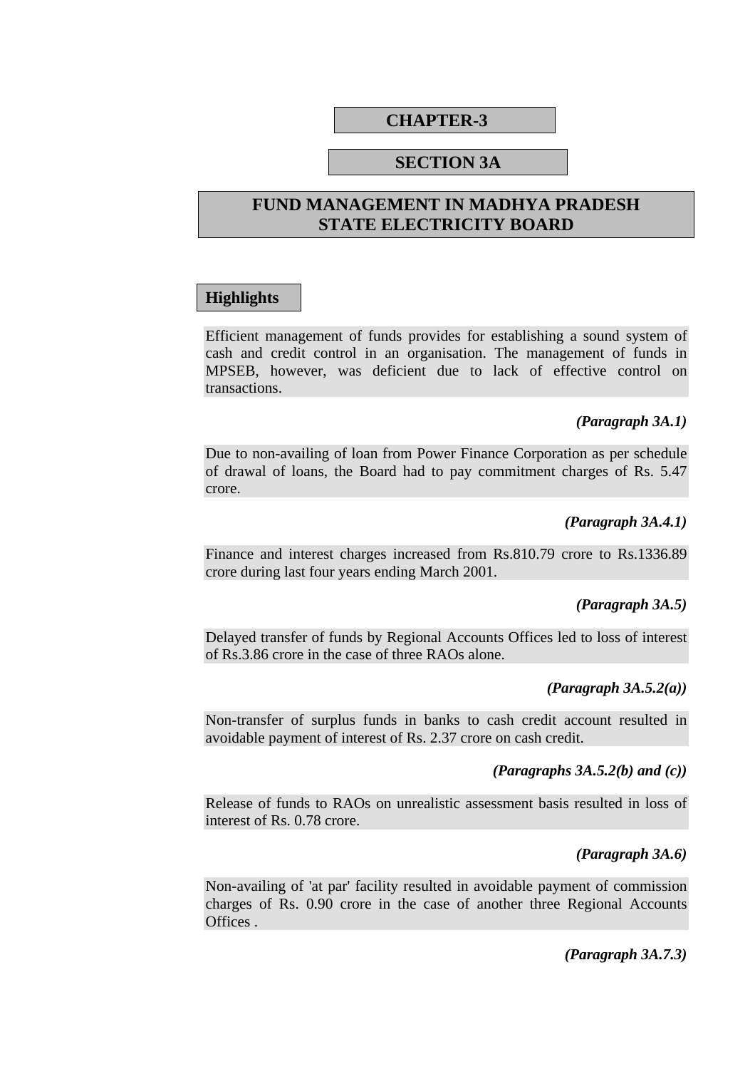# CHAPTER-3

## SECTION 3A

## FUND MANAGEMENT IN MADHYA PRADESH STATE ELECTRICITY BOARD

### Highlights

Efficient management of funds provides for establishing a sound system of cash and credit control in an organisation. The management of funds in MPSEB, however, was deficient due to lack of effective control on transactions.

***(Paragraph 3A.1)***

Due to non-availing of loan from Power Finance Corporation as per schedule of drawal of loans, the Board had to pay commitment charges of Rs. 5.47 crore.

***(Paragraph 3A.4.1)***

Finance and interest charges increased from Rs.810.79 crore to Rs.1336.89 crore during last four years ending March 2001.

***(Paragraph 3A.5)***

Delayed transfer of funds by Regional Accounts Offices led to loss of interest of Rs.3.86 crore in the case of three RAOs alone.

***(Paragraph 3A.5.2(a))***

Non-transfer of surplus funds in banks to cash credit account resulted in avoidable payment of interest of Rs. 2.37 crore on cash credit.

***(Paragraphs 3A.5.2(b) and (c))***

Release of funds to RAOs on unrealistic assessment basis resulted in loss of interest of Rs. 0.78 crore.

***(Paragraph 3A.6)***

Non-availing of 'at par' facility resulted in avoidable payment of commission charges of Rs. 0.90 crore in the case of another three Regional Accounts Offices .

***(Paragraph 3A.7.3)***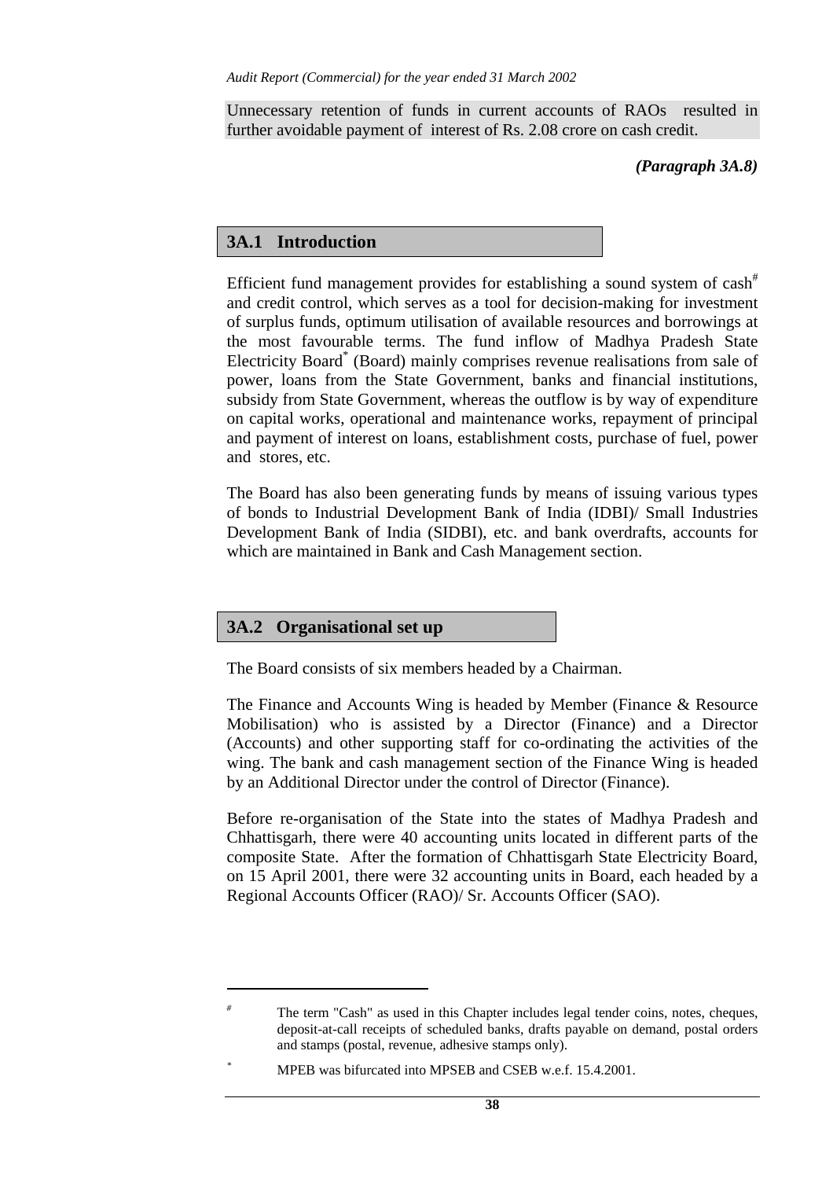Unnecessary retention of funds in current accounts of RAOs resulted in further avoidable payment of interest of Rs. 2.08 crore on cash credit.

***(Paragraph 3A.8)***

## 3A.1 Introduction

Efficient fund management provides for establishing a sound system of cash[#] and credit control, which serves as a tool for decision-making for investment of surplus funds, optimum utilisation of available resources and borrowings at the most favourable terms. The fund inflow of Madhya Pradesh State Electricity Board[*] (Board) mainly comprises revenue realisations from sale of power, loans from the State Government, banks and financial institutions, subsidy from State Government, whereas the outflow is by way of expenditure on capital works, operational and maintenance works, repayment of principal and payment of interest on loans, establishment costs, purchase of fuel, power and stores, etc.

The Board has also been generating funds by means of issuing various types of bonds to Industrial Development Bank of India (IDBI)/ Small Industries Development Bank of India (SIDBI), etc. and bank overdrafts, accounts for which are maintained in Bank and Cash Management section.

## 3A.2 Organisational set up

The Board consists of six members headed by a Chairman.

The Finance and Accounts Wing is headed by Member (Finance & Resource Mobilisation) who is assisted by a Director (Finance) and a Director (Accounts) and other supporting staff for co-ordinating the activities of the wing. The bank and cash management section of the Finance Wing is headed by an Additional Director under the control of Director (Finance).

Before re-organisation of the State into the states of Madhya Pradesh and Chhattisgarh, there were 40 accounting units located in different parts of the composite State. After the formation of Chhattisgarh State Electricity Board, on 15 April 2001, there were 32 accounting units in Board, each headed by a Regional Accounts Officer (RAO)/ Sr. Accounts Officer (SAO).

---

[#] The term "Cash" as used in this Chapter includes legal tender coins, notes, cheques, deposit-at-call receipts of scheduled banks, drafts payable on demand, postal orders and stamps (postal, revenue, adhesive stamps only).

[*] MPEB was bifurcated into MPSEB and CSEB w.e.f. 15.4.2001.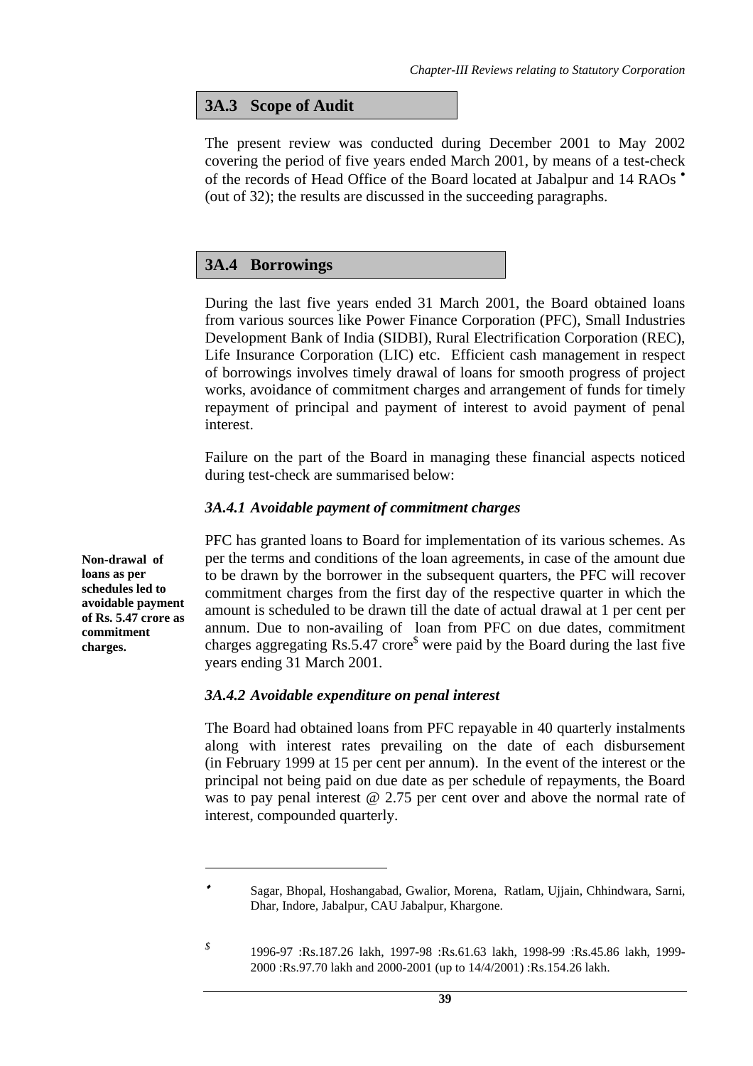## 3A.3 Scope of Audit

The present review was conducted during December 2001 to May 2002 covering the period of five years ended March 2001, by means of a test-check of the records of Head Office of the Board located at Jabalpur and 14 RAOs [•] (out of 32); the results are discussed in the succeeding paragraphs.

## 3A.4 Borrowings

During the last five years ended 31 March 2001, the Board obtained loans from various sources like Power Finance Corporation (PFC), Small Industries Development Bank of India (SIDBI), Rural Electrification Corporation (REC), Life Insurance Corporation (LIC) etc. Efficient cash management in respect of borrowings involves timely drawal of loans for smooth progress of project works, avoidance of commitment charges and arrangement of funds for timely repayment of principal and payment of interest to avoid payment of penal interest.

Failure on the part of the Board in managing these financial aspects noticed during test-check are summarised below:

### *3A.4.1 Avoidable payment of commitment charges*

**Non-drawal of loans as per schedules led to avoidable payment of Rs. 5.47 crore as commitment charges.**

PFC has granted loans to Board for implementation of its various schemes. As per the terms and conditions of the loan agreements, in case of the amount due to be drawn by the borrower in the subsequent quarters, the PFC will recover commitment charges from the first day of the respective quarter in which the amount is scheduled to be drawn till the date of actual drawal at 1 per cent per annum. Due to non-availing of loan from PFC on due dates, commitment charges aggregating Rs.5.47 crore[$] were paid by the Board during the last five years ending 31 March 2001.

### *3A.4.2 Avoidable expenditure on penal interest*

The Board had obtained loans from PFC repayable in 40 quarterly instalments along with interest rates prevailing on the date of each disbursement (in February 1999 at 15 per cent per annum). In the event of the interest or the principal not being paid on due date as per schedule of repayments, the Board was to pay penal interest @ 2.75 per cent over and above the normal rate of interest, compounded quarterly.

---

[•] Sagar, Bhopal, Hoshangabad, Gwalior, Morena, Ratlam, Ujjain, Chhindwara, Sarni, Dhar, Indore, Jabalpur, CAU Jabalpur, Khargone.

[$] 1996-97 :Rs.187.26 lakh, 1997-98 :Rs.61.63 lakh, 1998-99 :Rs.45.86 lakh, 1999-2000 :Rs.97.70 lakh and 2000-2001 (up to 14/4/2001) :Rs.154.26 lakh.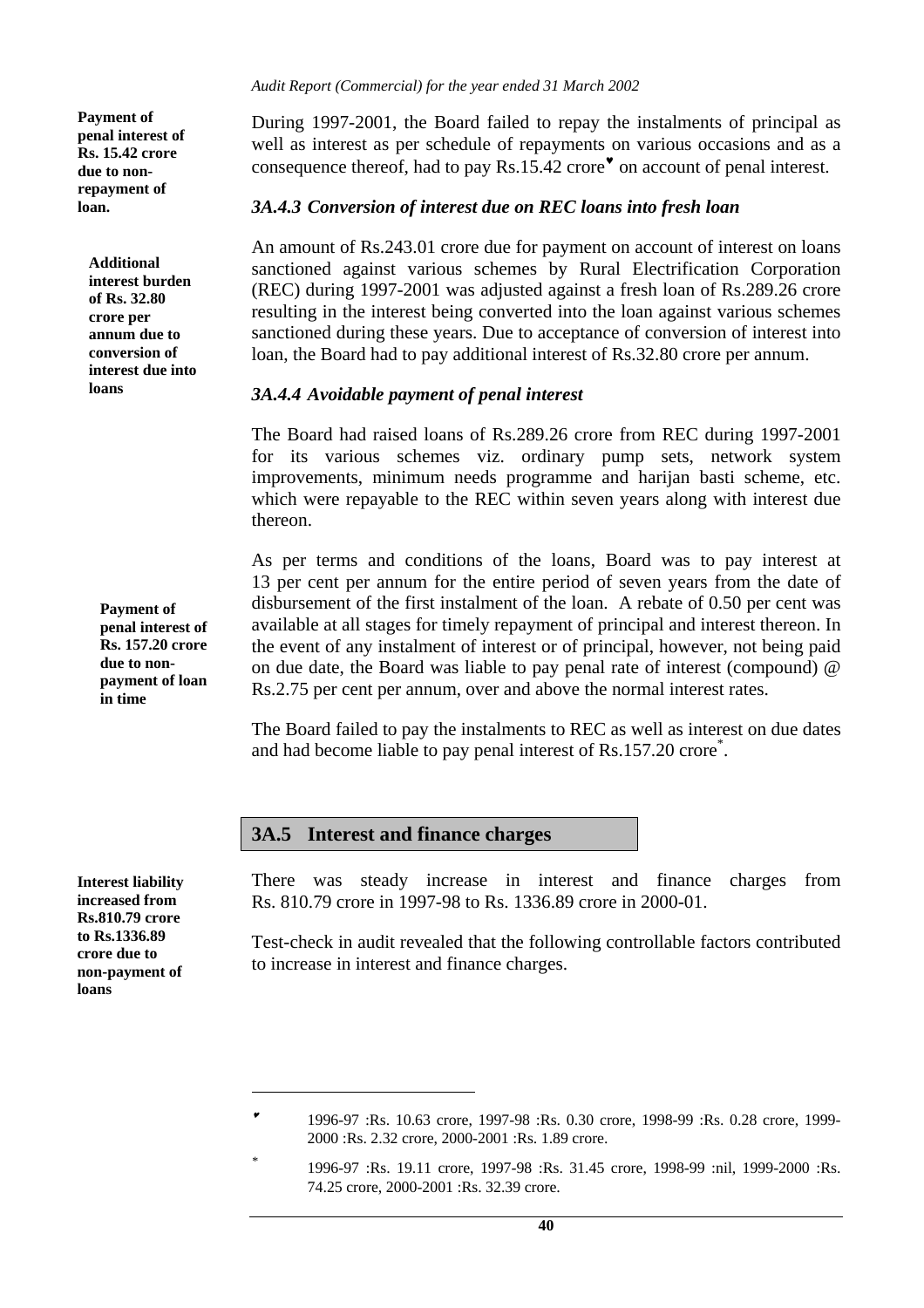**Payment of penal interest of Rs. 15.42 crore due to non-repayment of loan.**

During 1997-2001, the Board failed to repay the instalments of principal as well as interest as per schedule of repayments on various occasions and as a consequence thereof, had to pay Rs.15.42 crore[♥] on account of penal interest.

### *3A.4.3 Conversion of interest due on REC loans into fresh loan*

**Additional interest burden of Rs. 32.80 crore per annum due to conversion of interest due into loans**

An amount of Rs.243.01 crore due for payment on account of interest on loans sanctioned against various schemes by Rural Electrification Corporation (REC) during 1997-2001 was adjusted against a fresh loan of Rs.289.26 crore resulting in the interest being converted into the loan against various schemes sanctioned during these years. Due to acceptance of conversion of interest into loan, the Board had to pay additional interest of Rs.32.80 crore per annum.

### *3A.4.4 Avoidable payment of penal interest*

The Board had raised loans of Rs.289.26 crore from REC during 1997-2001 for its various schemes viz. ordinary pump sets, network system improvements, minimum needs programme and harijan basti scheme, etc. which were repayable to the REC within seven years along with interest due thereon.

**Payment of penal interest of Rs. 157.20 crore due to non-payment of loan in time**

As per terms and conditions of the loans, Board was to pay interest at 13 per cent per annum for the entire period of seven years from the date of disbursement of the first instalment of the loan. A rebate of 0.50 per cent was available at all stages for timely repayment of principal and interest thereon. In the event of any instalment of interest or of principal, however, not being paid on due date, the Board was liable to pay penal rate of interest (compound) @ Rs.2.75 per cent per annum, over and above the normal interest rates.

The Board failed to pay the instalments to REC as well as interest on due dates and had become liable to pay penal interest of Rs.157.20 crore[*].

## 3A.5 Interest and finance charges

**Interest liability increased from Rs.810.79 crore to Rs.1336.89 crore due to non-payment of loans**

There was steady increase in interest and finance charges from Rs. 810.79 crore in 1997-98 to Rs. 1336.89 crore in 2000-01.

Test-check in audit revealed that the following controllable factors contributed to increase in interest and finance charges.

---

[♥] 1996-97 :Rs. 10.63 crore, 1997-98 :Rs. 0.30 crore, 1998-99 :Rs. 0.28 crore, 1999-2000 :Rs. 2.32 crore, 2000-2001 :Rs. 1.89 crore.

[*] 1996-97 :Rs. 19.11 crore, 1997-98 :Rs. 31.45 crore, 1998-99 :nil, 1999-2000 :Rs. 74.25 crore, 2000-2001 :Rs. 32.39 crore.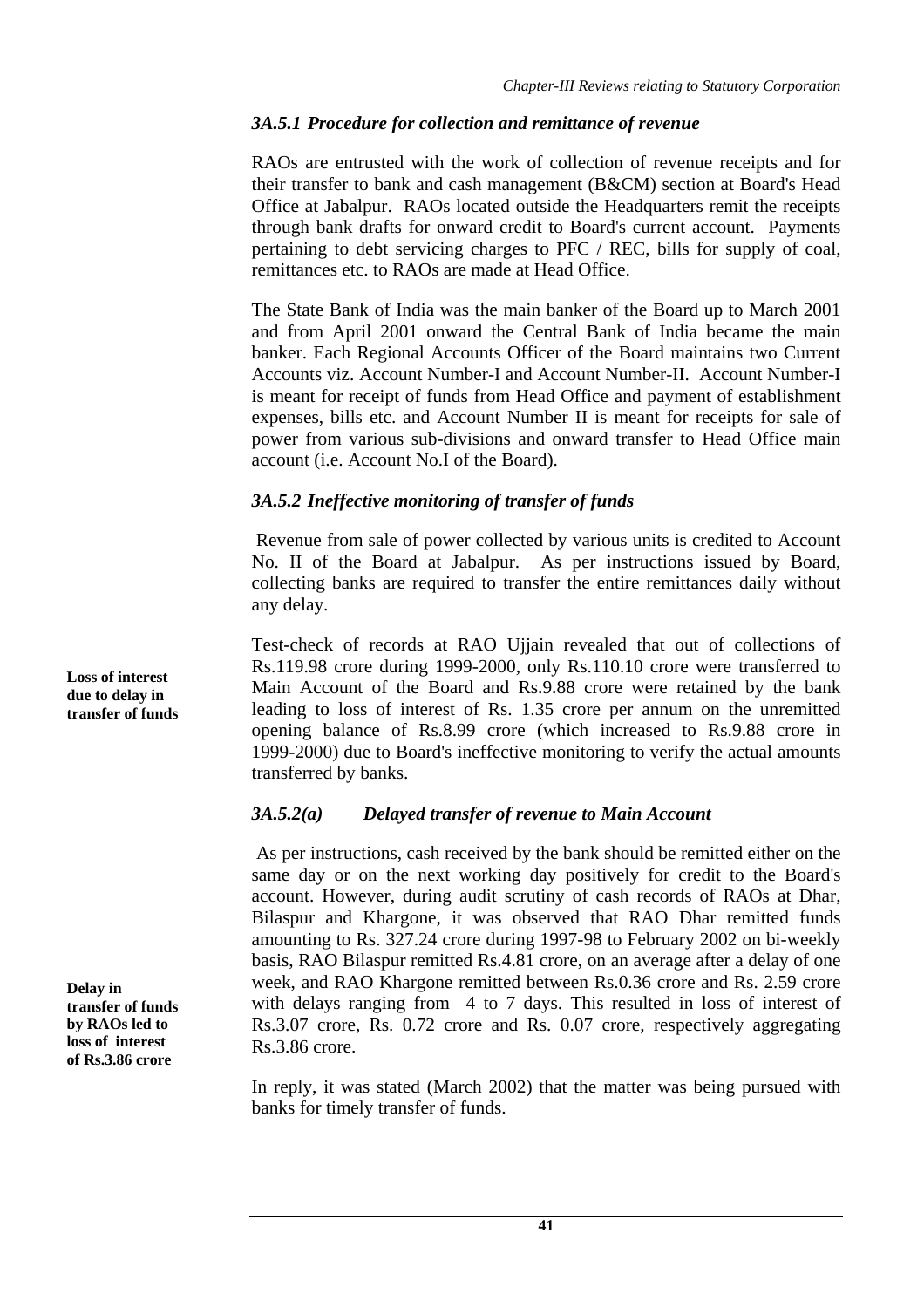### *3A.5.1 Procedure for collection and remittance of revenue*

RAOs are entrusted with the work of collection of revenue receipts and for their transfer to bank and cash management (B&CM) section at Board's Head Office at Jabalpur. RAOs located outside the Headquarters remit the receipts through bank drafts for onward credit to Board's current account. Payments pertaining to debt servicing charges to PFC / REC, bills for supply of coal, remittances etc. to RAOs are made at Head Office.

The State Bank of India was the main banker of the Board up to March 2001 and from April 2001 onward the Central Bank of India became the main banker. Each Regional Accounts Officer of the Board maintains two Current Accounts viz. Account Number-I and Account Number-II. Account Number-I is meant for receipt of funds from Head Office and payment of establishment expenses, bills etc. and Account Number II is meant for receipts for sale of power from various sub-divisions and onward transfer to Head Office main account (i.e. Account No.I of the Board).

### *3A.5.2 Ineffective monitoring of transfer of funds*

Revenue from sale of power collected by various units is credited to Account No. II of the Board at Jabalpur. As per instructions issued by Board, collecting banks are required to transfer the entire remittances daily without any delay.

**Loss of interest due to delay in transfer of funds**

Test-check of records at RAO Ujjain revealed that out of collections of Rs.119.98 crore during 1999-2000, only Rs.110.10 crore were transferred to Main Account of the Board and Rs.9.88 crore were retained by the bank leading to loss of interest of Rs. 1.35 crore per annum on the unremitted opening balance of Rs.8.99 crore (which increased to Rs.9.88 crore in 1999-2000) due to Board's ineffective monitoring to verify the actual amounts transferred by banks.

### *3A.5.2(a) Delayed transfer of revenue to Main Account*

As per instructions, cash received by the bank should be remitted either on the same day or on the next working day positively for credit to the Board's account. However, during audit scrutiny of cash records of RAOs at Dhar, Bilaspur and Khargone, it was observed that RAO Dhar remitted funds amounting to Rs. 327.24 crore during 1997-98 to February 2002 on bi-weekly basis, RAO Bilaspur remitted Rs.4.81 crore, on an average after a delay of one week, and RAO Khargone remitted between Rs.0.36 crore and Rs. 2.59 crore with delays ranging from 4 to 7 days. This resulted in loss of interest of Rs.3.07 crore, Rs. 0.72 crore and Rs. 0.07 crore, respectively aggregating Rs.3.86 crore.

**Delay in transfer of funds by RAOs led to loss of interest of Rs.3.86 crore**

In reply, it was stated (March 2002) that the matter was being pursued with banks for timely transfer of funds.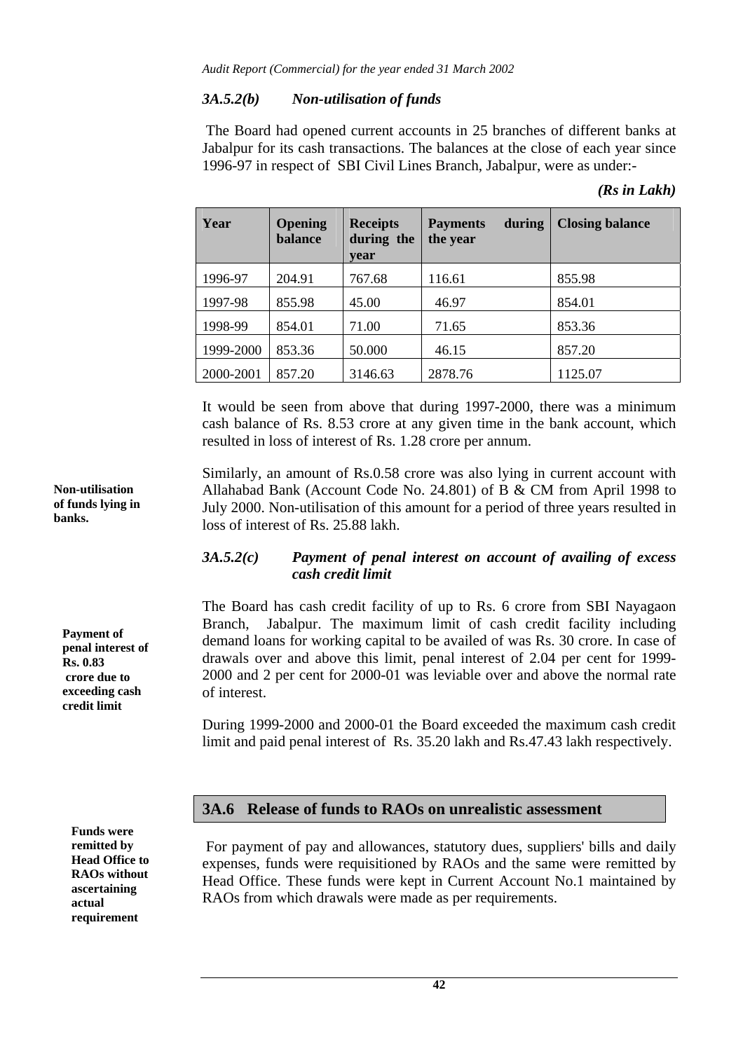### 3A.5.2(b) *Non-utilisation of funds*

The Board had opened current accounts in 25 branches of different banks at Jabalpur for its cash transactions. The balances at the close of each year since 1996-97 in respect of SBI Civil Lines Branch, Jabalpur, were as under:-

*(Rs in Lakh)*

| Year | Opening balance | Receipts during the year | Payments during the year | Closing balance |
|---|---|---|---|---|
| 1996-97 | 204.91 | 767.68 | 116.61 | 855.98 |
| 1997-98 | 855.98 | 45.00 | 46.97 | 854.01 |
| 1998-99 | 854.01 | 71.00 | 71.65 | 853.36 |
| 1999-2000 | 853.36 | 50.000 | 46.15 | 857.20 |
| 2000-2001 | 857.20 | 3146.63 | 2878.76 | 1125.07 |

It would be seen from above that during 1997-2000, there was a minimum cash balance of Rs. 8.53 crore at any given time in the bank account, which resulted in loss of interest of Rs. 1.28 crore per annum.

**Non-utilisation of funds lying in banks.**

Similarly, an amount of Rs.0.58 crore was also lying in current account with Allahabad Bank (Account Code No. 24.801) of B & CM from April 1998 to July 2000. Non-utilisation of this amount for a period of three years resulted in loss of interest of Rs. 25.88 lakh.

### 3A.5.2(c) *Payment of penal interest on account of availing of excess cash credit limit*

**Payment of penal interest of Rs. 0.83 crore due to exceeding cash credit limit**

The Board has cash credit facility of up to Rs. 6 crore from SBI Nayagaon Branch, Jabalpur. The maximum limit of cash credit facility including demand loans for working capital to be availed of was Rs. 30 crore. In case of drawals over and above this limit, penal interest of 2.04 per cent for 1999-2000 and 2 per cent for 2000-01 was leviable over and above the normal rate of interest.

During 1999-2000 and 2000-01 the Board exceeded the maximum cash credit limit and paid penal interest of Rs. 35.20 lakh and Rs.47.43 lakh respectively.

## 3A.6 Release of funds to RAOs on unrealistic assessment

**Funds were remitted by Head Office to RAOs without ascertaining actual requirement**

For payment of pay and allowances, statutory dues, suppliers' bills and daily expenses, funds were requisitioned by RAOs and the same were remitted by Head Office. These funds were kept in Current Account No.1 maintained by RAOs from which drawals were made as per requirements.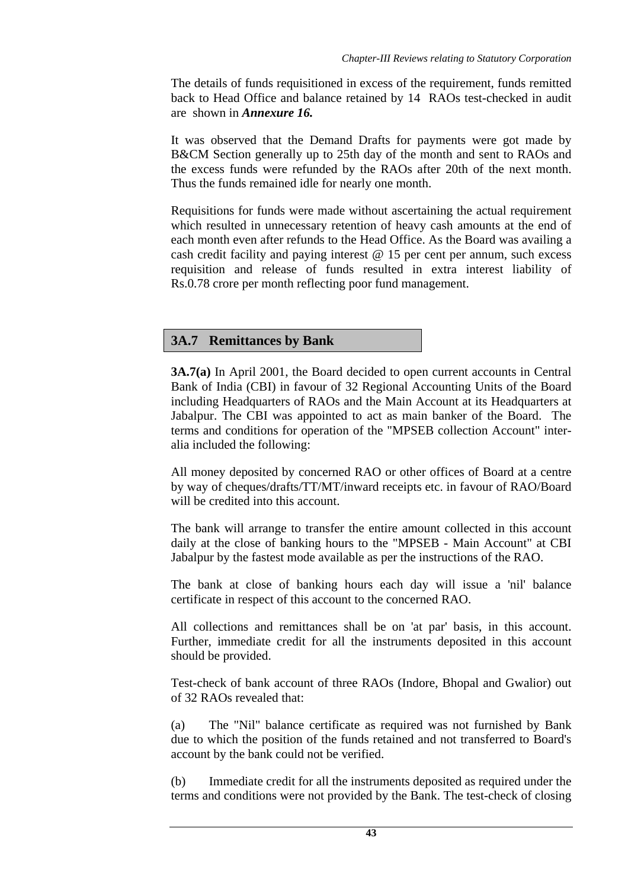The details of funds requisitioned in excess of the requirement, funds remitted back to Head Office and balance retained by 14 RAOs test-checked in audit are shown in ***Annexure 16.***

It was observed that the Demand Drafts for payments were got made by B&CM Section generally up to 25th day of the month and sent to RAOs and the excess funds were refunded by the RAOs after 20th of the next month. Thus the funds remained idle for nearly one month.

Requisitions for funds were made without ascertaining the actual requirement which resulted in unnecessary retention of heavy cash amounts at the end of each month even after refunds to the Head Office. As the Board was availing a cash credit facility and paying interest @ 15 per cent per annum, such excess requisition and release of funds resulted in extra interest liability of Rs.0.78 crore per month reflecting poor fund management.

## 3A.7 Remittances by Bank

**3A.7(a)** In April 2001, the Board decided to open current accounts in Central Bank of India (CBI) in favour of 32 Regional Accounting Units of the Board including Headquarters of RAOs and the Main Account at its Headquarters at Jabalpur. The CBI was appointed to act as main banker of the Board. The terms and conditions for operation of the "MPSEB collection Account" inter-alia included the following:

All money deposited by concerned RAO or other offices of Board at a centre by way of cheques/drafts/TT/MT/inward receipts etc. in favour of RAO/Board will be credited into this account.

The bank will arrange to transfer the entire amount collected in this account daily at the close of banking hours to the "MPSEB - Main Account" at CBI Jabalpur by the fastest mode available as per the instructions of the RAO.

The bank at close of banking hours each day will issue a 'nil' balance certificate in respect of this account to the concerned RAO.

All collections and remittances shall be on 'at par' basis, in this account. Further, immediate credit for all the instruments deposited in this account should be provided.

Test-check of bank account of three RAOs (Indore, Bhopal and Gwalior) out of 32 RAOs revealed that:

(a) The "Nil" balance certificate as required was not furnished by Bank due to which the position of the funds retained and not transferred to Board's account by the bank could not be verified.

(b) Immediate credit for all the instruments deposited as required under the terms and conditions were not provided by the Bank. The test-check of closing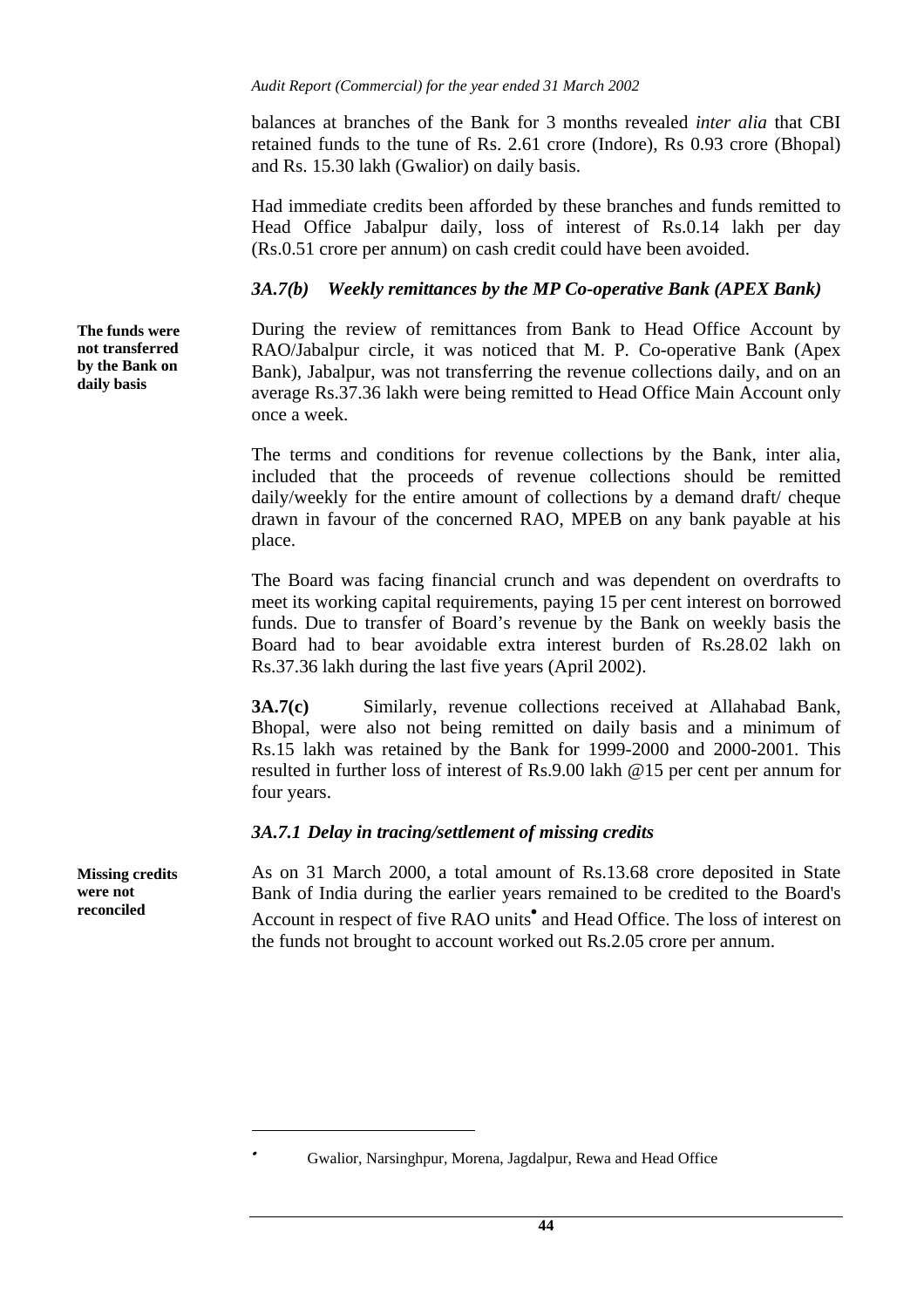balances at branches of the Bank for 3 months revealed *inter alia* that CBI retained funds to the tune of Rs. 2.61 crore (Indore), Rs 0.93 crore (Bhopal) and Rs. 15.30 lakh (Gwalior) on daily basis.

Had immediate credits been afforded by these branches and funds remitted to Head Office Jabalpur daily, loss of interest of Rs.0.14 lakh per day (Rs.0.51 crore per annum) on cash credit could have been avoided.

### *3A.7(b) Weekly remittances by the MP Co-operative Bank (APEX Bank)*

**The funds were not transferred by the Bank on daily basis**

During the review of remittances from Bank to Head Office Account by RAO/Jabalpur circle, it was noticed that M. P. Co-operative Bank (Apex Bank), Jabalpur, was not transferring the revenue collections daily, and on an average Rs.37.36 lakh were being remitted to Head Office Main Account only once a week.

The terms and conditions for revenue collections by the Bank, inter alia, included that the proceeds of revenue collections should be remitted daily/weekly for the entire amount of collections by a demand draft/ cheque drawn in favour of the concerned RAO, MPEB on any bank payable at his place.

The Board was facing financial crunch and was dependent on overdrafts to meet its working capital requirements, paying 15 per cent interest on borrowed funds. Due to transfer of Board's revenue by the Bank on weekly basis the Board had to bear avoidable extra interest burden of Rs.28.02 lakh on Rs.37.36 lakh during the last five years (April 2002).

**3A.7(c)** Similarly, revenue collections received at Allahabad Bank, Bhopal, were also not being remitted on daily basis and a minimum of Rs.15 lakh was retained by the Bank for 1999-2000 and 2000-2001. This resulted in further loss of interest of Rs.9.00 lakh @15 per cent per annum for four years.

### *3A.7.1 Delay in tracing/settlement of missing credits*

**Missing credits were not reconciled**

As on 31 March 2000, a total amount of Rs.13.68 crore deposited in State Bank of India during the earlier years remained to be credited to the Board's Account in respect of five RAO units• and Head Office. The loss of interest on the funds not brought to account worked out Rs.2.05 crore per annum.

• Gwalior, Narsinghpur, Morena, Jagdalpur, Rewa and Head Office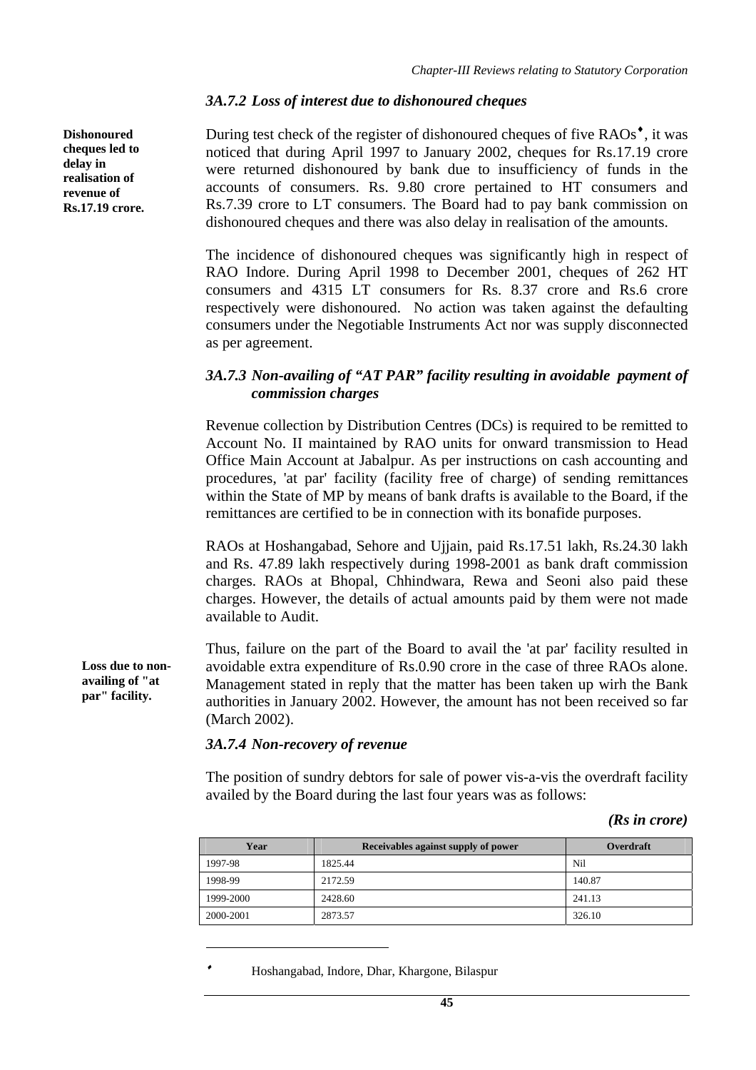### *3A.7.2 Loss of interest due to dishonoured cheques*

**Dishonoured cheques led to delay in realisation of revenue of Rs.17.19 crore.**

During test check of the register of dishonoured cheques of five RAOs[♦], it was noticed that during April 1997 to January 2002, cheques for Rs.17.19 crore were returned dishonoured by bank due to insufficiency of funds in the accounts of consumers. Rs. 9.80 crore pertained to HT consumers and Rs.7.39 crore to LT consumers. The Board had to pay bank commission on dishonoured cheques and there was also delay in realisation of the amounts.

The incidence of dishonoured cheques was significantly high in respect of RAO Indore. During April 1998 to December 2001, cheques of 262 HT consumers and 4315 LT consumers for Rs. 8.37 crore and Rs.6 crore respectively were dishonoured. No action was taken against the defaulting consumers under the Negotiable Instruments Act nor was supply disconnected as per agreement.

### *3A.7.3 Non-availing of "AT PAR" facility resulting in avoidable payment of commission charges*

Revenue collection by Distribution Centres (DCs) is required to be remitted to Account No. II maintained by RAO units for onward transmission to Head Office Main Account at Jabalpur. As per instructions on cash accounting and procedures, 'at par' facility (facility free of charge) of sending remittances within the State of MP by means of bank drafts is available to the Board, if the remittances are certified to be in connection with its bonafide purposes.

RAOs at Hoshangabad, Sehore and Ujjain, paid Rs.17.51 lakh, Rs.24.30 lakh and Rs. 47.89 lakh respectively during 1998-2001 as bank draft commission charges. RAOs at Bhopal, Chhindwara, Rewa and Seoni also paid these charges. However, the details of actual amounts paid by them were not made available to Audit.

**Loss due to non-availing of "at par" facility.**

Thus, failure on the part of the Board to avail the 'at par' facility resulted in avoidable extra expenditure of Rs.0.90 crore in the case of three RAOs alone. Management stated in reply that the matter has been taken up wirh the Bank authorities in January 2002. However, the amount has not been received so far (March 2002).

### *3A.7.4 Non-recovery of revenue*

The position of sundry debtors for sale of power vis-a-vis the overdraft facility availed by the Board during the last four years was as follows:

***(Rs in crore)***

| Year | Receivables against supply of power | Overdraft |
|---|---|---|
| 1997-98 | 1825.44 | Nil |
| 1998-99 | 2172.59 | 140.87 |
| 1999-2000 | 2428.60 | 241.13 |
| 2000-2001 | 2873.57 | 326.10 |

[♦] Hoshangabad, Indore, Dhar, Khargone, Bilaspur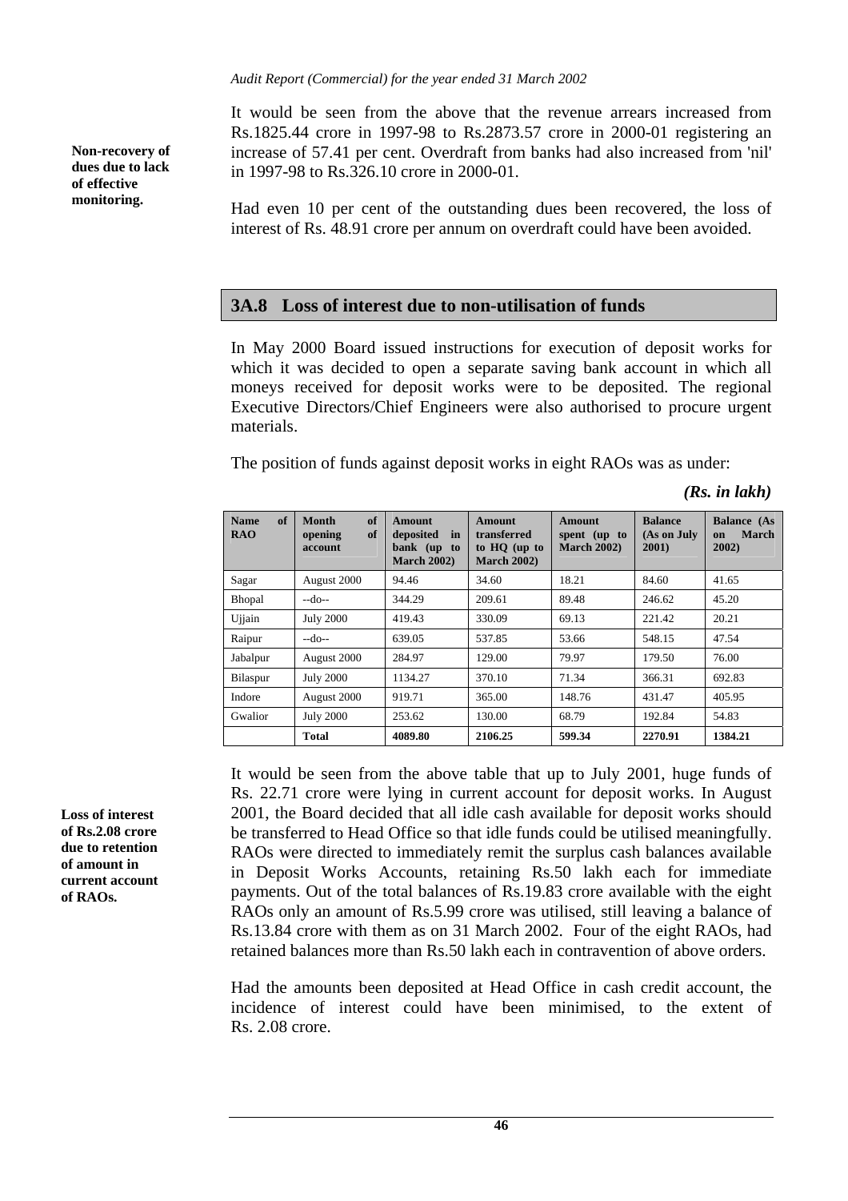**Non-recovery of dues due to lack of effective monitoring.**

It would be seen from the above that the revenue arrears increased from Rs.1825.44 crore in 1997-98 to Rs.2873.57 crore in 2000-01 registering an increase of 57.41 per cent. Overdraft from banks had also increased from 'nil' in 1997-98 to Rs.326.10 crore in 2000-01.

Had even 10 per cent of the outstanding dues been recovered, the loss of interest of Rs. 48.91 crore per annum on overdraft could have been avoided.

## 3A.8 Loss of interest due to non-utilisation of funds

In May 2000 Board issued instructions for execution of deposit works for which it was decided to open a separate saving bank account in which all moneys received for deposit works were to be deposited. The regional Executive Directors/Chief Engineers were also authorised to procure urgent materials.

The position of funds against deposit works in eight RAOs was as under:

*(Rs. in lakh)*

| Name of RAO | Month of opening of account | Amount deposited in bank (up to March 2002) | Amount transferred to HQ (up to March 2002) | Amount spent (up to March 2002) | Balance (As on July 2001) | Balance (As on March 2002) |
|---|---|---|---|---|---|---|
| Sagar | August 2000 | 94.46 | 34.60 | 18.21 | 84.60 | 41.65 |
| Bhopal | --do-- | 344.29 | 209.61 | 89.48 | 246.62 | 45.20 |
| Ujjain | July 2000 | 419.43 | 330.09 | 69.13 | 221.42 | 20.21 |
| Raipur | --do-- | 639.05 | 537.85 | 53.66 | 548.15 | 47.54 |
| Jabalpur | August 2000 | 284.97 | 129.00 | 79.97 | 179.50 | 76.00 |
| Bilaspur | July 2000 | 1134.27 | 370.10 | 71.34 | 366.31 | 692.83 |
| Indore | August 2000 | 919.71 | 365.00 | 148.76 | 431.47 | 405.95 |
| Gwalior | July 2000 | 253.62 | 130.00 | 68.79 | 192.84 | 54.83 |
| | **Total** | **4089.80** | **2106.25** | **599.34** | **2270.91** | **1384.21** |

**Loss of interest of Rs.2.08 crore due to retention of amount in current account of RAOs.**

It would be seen from the above table that up to July 2001, huge funds of Rs. 22.71 crore were lying in current account for deposit works. In August 2001, the Board decided that all idle cash available for deposit works should be transferred to Head Office so that idle funds could be utilised meaningfully. RAOs were directed to immediately remit the surplus cash balances available in Deposit Works Accounts, retaining Rs.50 lakh each for immediate payments. Out of the total balances of Rs.19.83 crore available with the eight RAOs only an amount of Rs.5.99 crore was utilised, still leaving a balance of Rs.13.84 crore with them as on 31 March 2002. Four of the eight RAOs, had retained balances more than Rs.50 lakh each in contravention of above orders.

Had the amounts been deposited at Head Office in cash credit account, the incidence of interest could have been minimised, to the extent of Rs. 2.08 crore.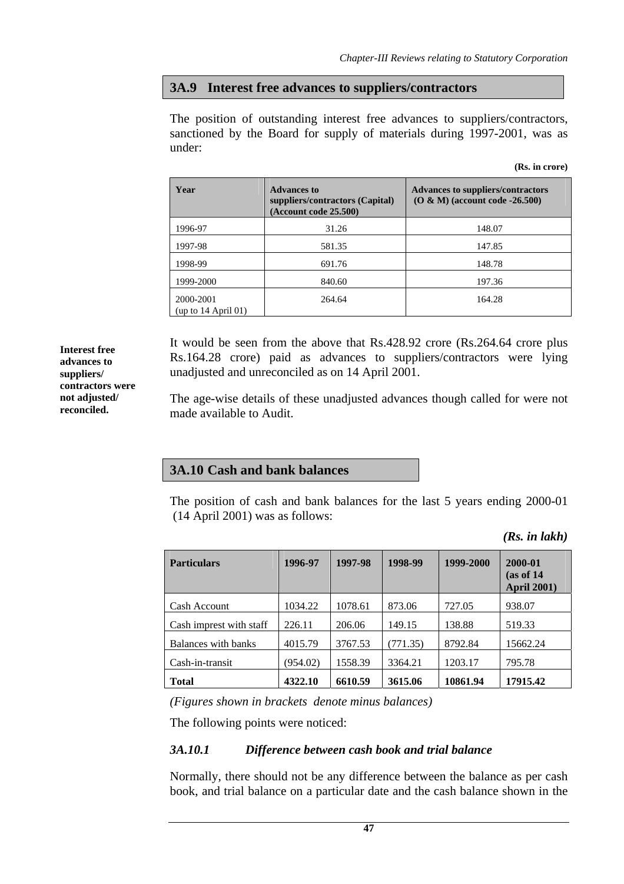## 3A.9 Interest free advances to suppliers/contractors

The position of outstanding interest free advances to suppliers/contractors, sanctioned by the Board for supply of materials during 1997-2001, was as under:

**(Rs. in crore)**

| Year | Advances to suppliers/contractors (Capital) (Account code 25.500) | Advances to suppliers/contractors (O & M) (account code -26.500) |
|---|---|---|
| 1996-97 | 31.26 | 148.07 |
| 1997-98 | 581.35 | 147.85 |
| 1998-99 | 691.76 | 148.78 |
| 1999-2000 | 840.60 | 197.36 |
| 2000-2001 (up to 14 April 01) | 264.64 | 164.28 |

**Interest free advances to suppliers/ contractors were not adjusted/ reconciled.**

It would be seen from the above that Rs.428.92 crore (Rs.264.64 crore plus Rs.164.28 crore) paid as advances to suppliers/contractors were lying unadjusted and unreconciled as on 14 April 2001.

The age-wise details of these unadjusted advances though called for were not made available to Audit.

## 3A.10 Cash and bank balances

The position of cash and bank balances for the last 5 years ending 2000-01 (14 April 2001) was as follows:

***(Rs. in lakh)***

| Particulars | 1996-97 | 1997-98 | 1998-99 | 1999-2000 | 2000-01 (as of 14 April 2001) |
|---|---|---|---|---|---|
| Cash Account | 1034.22 | 1078.61 | 873.06 | 727.05 | 938.07 |
| Cash imprest with staff | 226.11 | 206.06 | 149.15 | 138.88 | 519.33 |
| Balances with banks | 4015.79 | 3767.53 | (771.35) | 8792.84 | 15662.24 |
| Cash-in-transit | (954.02) | 1558.39 | 3364.21 | 1203.17 | 795.78 |
| **Total** | **4322.10** | **6610.59** | **3615.06** | **10861.94** | **17915.42** |

*(Figures shown in brackets denote minus balances)*

The following points were noticed:

### *3A.10.1 Difference between cash book and trial balance*

Normally, there should not be any difference between the balance as per cash book, and trial balance on a particular date and the cash balance shown in the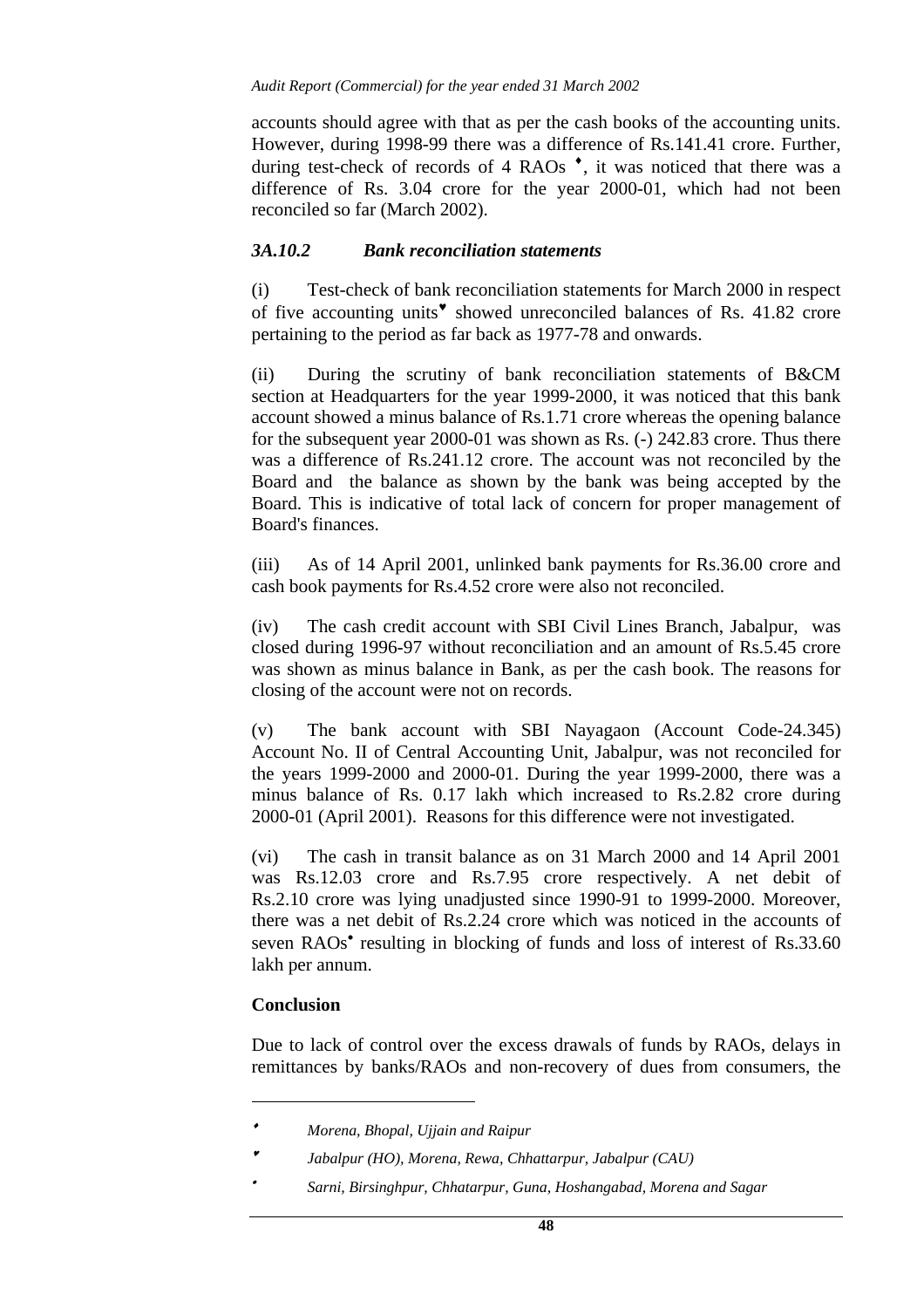accounts should agree with that as per the cash books of the accounting units. However, during 1998-99 there was a difference of Rs.141.41 crore. Further, during test-check of records of 4 RAOs [♦], it was noticed that there was a difference of Rs. 3.04 crore for the year 2000-01, which had not been reconciled so far (March 2002).

### *3A.10.2 Bank reconciliation statements*

(i) Test-check of bank reconciliation statements for March 2000 in respect of five accounting units[♥] showed unreconciled balances of Rs. 41.82 crore pertaining to the period as far back as 1977-78 and onwards.

(ii) During the scrutiny of bank reconciliation statements of B&CM section at Headquarters for the year 1999-2000, it was noticed that this bank account showed a minus balance of Rs.1.71 crore whereas the opening balance for the subsequent year 2000-01 was shown as Rs. (-) 242.83 crore. Thus there was a difference of Rs.241.12 crore. The account was not reconciled by the Board and the balance as shown by the bank was being accepted by the Board. This is indicative of total lack of concern for proper management of Board's finances.

(iii) As of 14 April 2001, unlinked bank payments for Rs.36.00 crore and cash book payments for Rs.4.52 crore were also not reconciled.

(iv) The cash credit account with SBI Civil Lines Branch, Jabalpur, was closed during 1996-97 without reconciliation and an amount of Rs.5.45 crore was shown as minus balance in Bank, as per the cash book. The reasons for closing of the account were not on records.

(v) The bank account with SBI Nayagaon (Account Code-24.345) Account No. II of Central Accounting Unit, Jabalpur, was not reconciled for the years 1999-2000 and 2000-01. During the year 1999-2000, there was a minus balance of Rs. 0.17 lakh which increased to Rs.2.82 crore during 2000-01 (April 2001). Reasons for this difference were not investigated.

(vi) The cash in transit balance as on 31 March 2000 and 14 April 2001 was Rs.12.03 crore and Rs.7.95 crore respectively. A net debit of Rs.2.10 crore was lying unadjusted since 1990-91 to 1999-2000. Moreover, there was a net debit of Rs.2.24 crore which was noticed in the accounts of seven RAOs[•] resulting in blocking of funds and loss of interest of Rs.33.60 lakh per annum.

**Conclusion**

Due to lack of control over the excess drawals of funds by RAOs, delays in remittances by banks/RAOs and non-recovery of dues from consumers, the

---

[♦] *Morena, Bhopal, Ujjain and Raipur*

[♥] *Jabalpur (HO), Morena, Rewa, Chhattarpur, Jabalpur (CAU)*

[•] *Sarni, Birsinghpur, Chhatarpur, Guna, Hoshangabad, Morena and Sagar*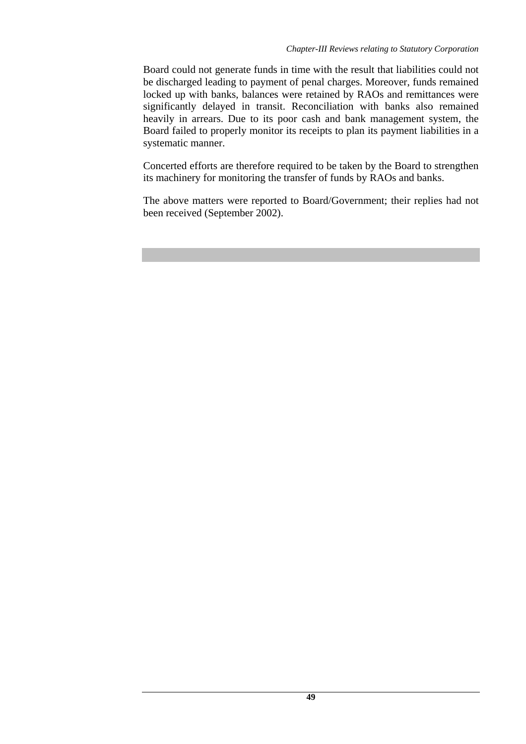Board could not generate funds in time with the result that liabilities could not be discharged leading to payment of penal charges. Moreover, funds remained locked up with banks, balances were retained by RAOs and remittances were significantly delayed in transit. Reconciliation with banks also remained heavily in arrears. Due to its poor cash and bank management system, the Board failed to properly monitor its receipts to plan its payment liabilities in a systematic manner.

Concerted efforts are therefore required to be taken by the Board to strengthen its machinery for monitoring the transfer of funds by RAOs and banks.

The above matters were reported to Board/Government; their replies had not been received (September 2002).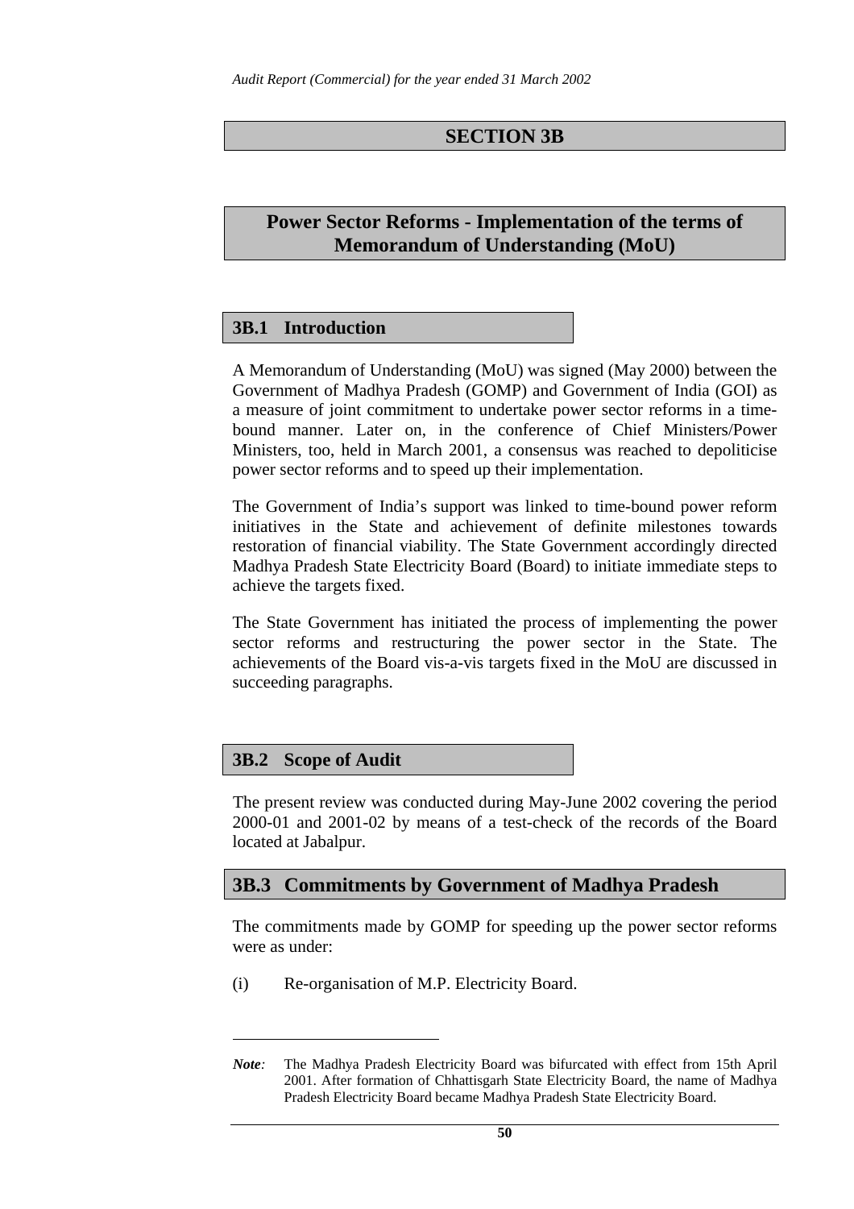## SECTION 3B

## Power Sector Reforms - Implementation of the terms of Memorandum of Understanding (MoU)

### 3B.1 Introduction

A Memorandum of Understanding (MoU) was signed (May 2000) between the Government of Madhya Pradesh (GOMP) and Government of India (GOI) as a measure of joint commitment to undertake power sector reforms in a time-bound manner. Later on, in the conference of Chief Ministers/Power Ministers, too, held in March 2001, a consensus was reached to depoliticise power sector reforms and to speed up their implementation.

The Government of India's support was linked to time-bound power reform initiatives in the State and achievement of definite milestones towards restoration of financial viability. The State Government accordingly directed Madhya Pradesh State Electricity Board (Board) to initiate immediate steps to achieve the targets fixed.

The State Government has initiated the process of implementing the power sector reforms and restructuring the power sector in the State. The achievements of the Board vis-a-vis targets fixed in the MoU are discussed in succeeding paragraphs.

### 3B.2 Scope of Audit

The present review was conducted during May-June 2002 covering the period 2000-01 and 2001-02 by means of a test-check of the records of the Board located at Jabalpur.

### 3B.3 Commitments by Government of Madhya Pradesh

The commitments made by GOMP for speeding up the power sector reforms were as under:

(i) Re-organisation of M.P. Electricity Board.

---

*Note:* The Madhya Pradesh Electricity Board was bifurcated with effect from 15th April 2001. After formation of Chhattisgarh State Electricity Board, the name of Madhya Pradesh Electricity Board became Madhya Pradesh State Electricity Board.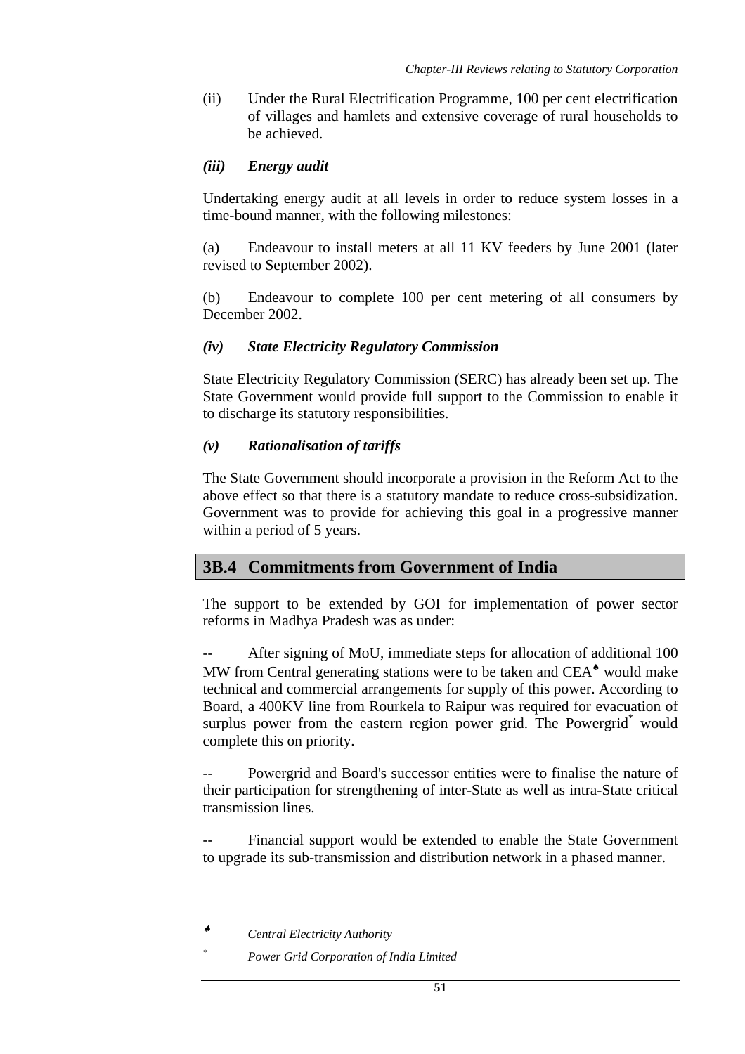(ii) Under the Rural Electrification Programme, 100 per cent electrification of villages and hamlets and extensive coverage of rural households to be achieved.

### *(iii) Energy audit*

Undertaking energy audit at all levels in order to reduce system losses in a time-bound manner, with the following milestones:

(a) Endeavour to install meters at all 11 KV feeders by June 2001 (later revised to September 2002).

(b) Endeavour to complete 100 per cent metering of all consumers by December 2002.

### *(iv) State Electricity Regulatory Commission*

State Electricity Regulatory Commission (SERC) has already been set up. The State Government would provide full support to the Commission to enable it to discharge its statutory responsibilities.

### *(v) Rationalisation of tariffs*

The State Government should incorporate a provision in the Reform Act to the above effect so that there is a statutory mandate to reduce cross-subsidization. Government was to provide for achieving this goal in a progressive manner within a period of 5 years.

## 3B.4 Commitments from Government of India

The support to be extended by GOI for implementation of power sector reforms in Madhya Pradesh was as under:

-- After signing of MoU, immediate steps for allocation of additional 100 MW from Central generating stations were to be taken and CEA[♠] would make technical and commercial arrangements for supply of this power. According to Board, a 400KV line from Rourkela to Raipur was required for evacuation of surplus power from the eastern region power grid. The Powergrid[*] would complete this on priority.

-- Powergrid and Board's successor entities were to finalise the nature of their participation for strengthening of inter-State as well as intra-State critical transmission lines.

-- Financial support would be extended to enable the State Government to upgrade its sub-transmission and distribution network in a phased manner.

---

[♠] *Central Electricity Authority*

[*] *Power Grid Corporation of India Limited*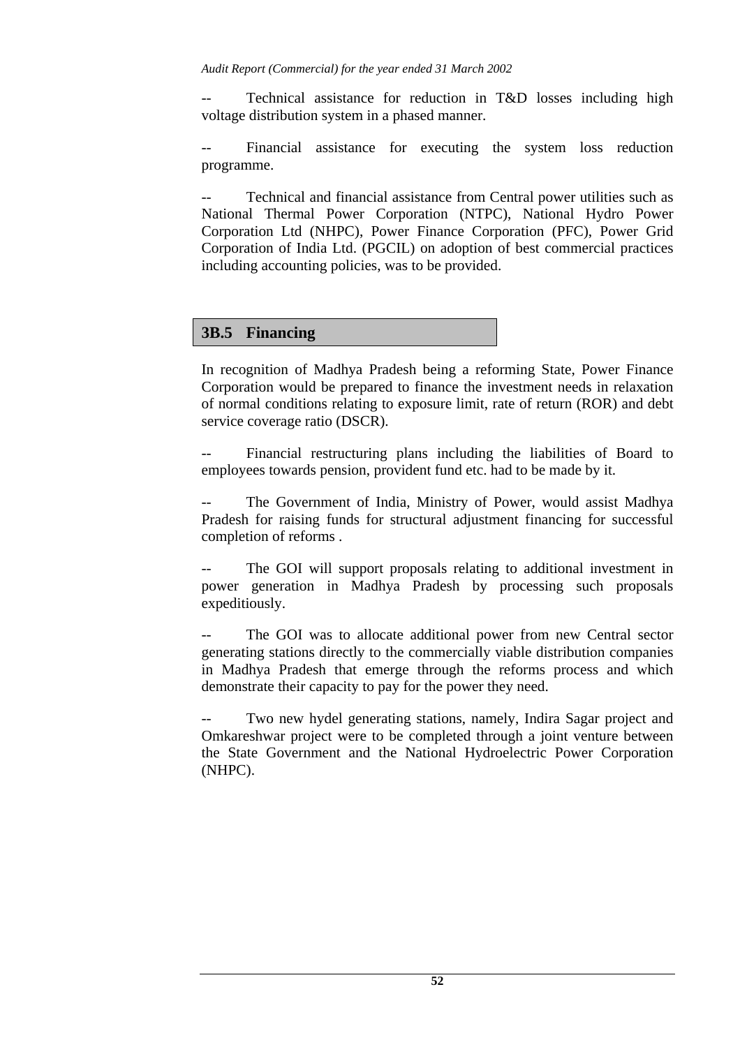-- Technical assistance for reduction in T&D losses including high voltage distribution system in a phased manner.

-- Financial assistance for executing the system loss reduction programme.

-- Technical and financial assistance from Central power utilities such as National Thermal Power Corporation (NTPC), National Hydro Power Corporation Ltd (NHPC), Power Finance Corporation (PFC), Power Grid Corporation of India Ltd. (PGCIL) on adoption of best commercial practices including accounting policies, was to be provided.

## 3B.5 Financing

In recognition of Madhya Pradesh being a reforming State, Power Finance Corporation would be prepared to finance the investment needs in relaxation of normal conditions relating to exposure limit, rate of return (ROR) and debt service coverage ratio (DSCR).

-- Financial restructuring plans including the liabilities of Board to employees towards pension, provident fund etc. had to be made by it.

-- The Government of India, Ministry of Power, would assist Madhya Pradesh for raising funds for structural adjustment financing for successful completion of reforms .

-- The GOI will support proposals relating to additional investment in power generation in Madhya Pradesh by processing such proposals expeditiously.

-- The GOI was to allocate additional power from new Central sector generating stations directly to the commercially viable distribution companies in Madhya Pradesh that emerge through the reforms process and which demonstrate their capacity to pay for the power they need.

-- Two new hydel generating stations, namely, Indira Sagar project and Omkareshwar project were to be completed through a joint venture between the State Government and the National Hydroelectric Power Corporation (NHPC).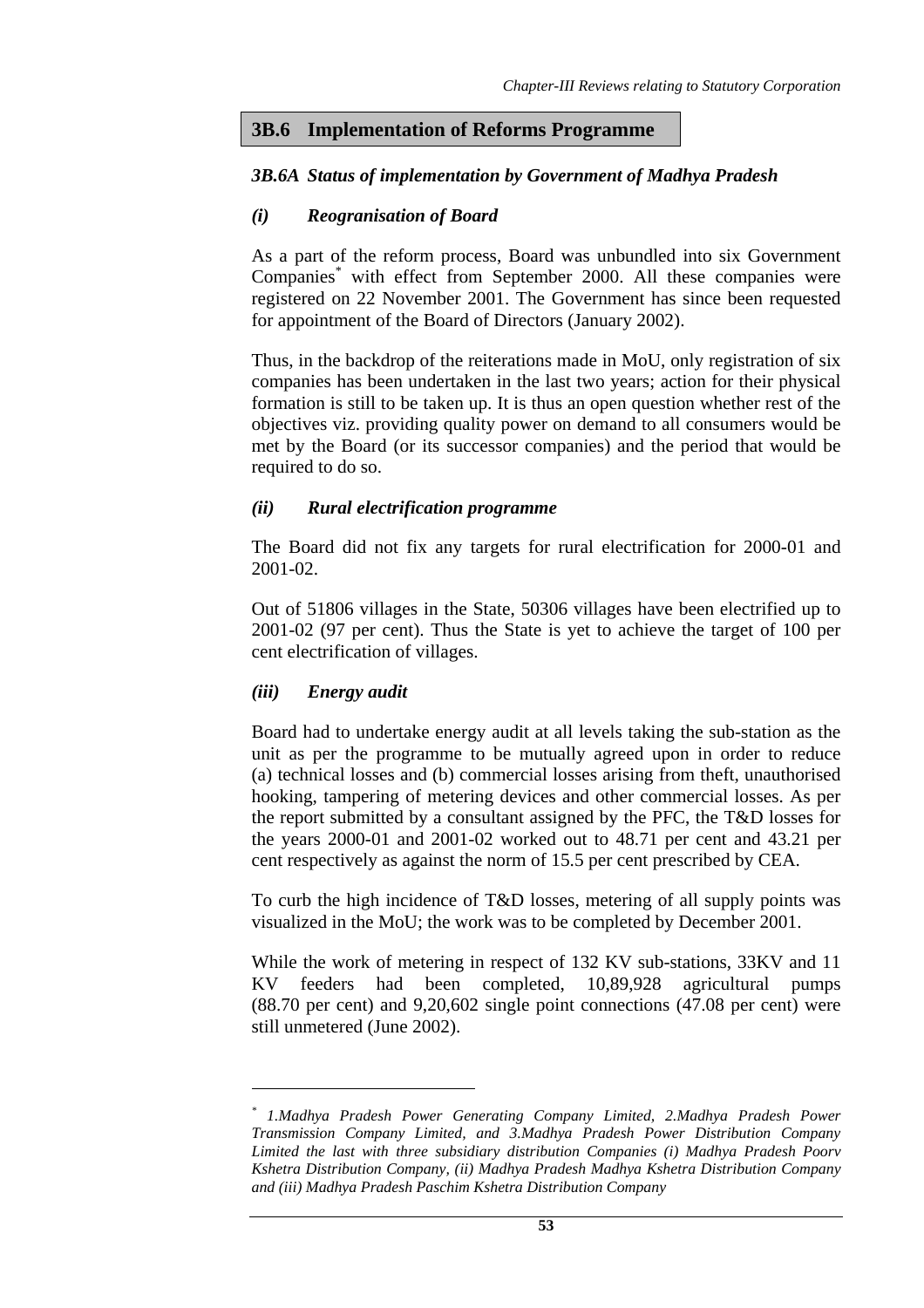## 3B.6 Implementation of Reforms Programme

### *3B.6A Status of implementation by Government of Madhya Pradesh*

#### *(i) Reogranisation of Board*

As a part of the reform process, Board was unbundled into six Government Companies* with effect from September 2000. All these companies were registered on 22 November 2001. The Government has since been requested for appointment of the Board of Directors (January 2002).

Thus, in the backdrop of the reiterations made in MoU, only registration of six companies has been undertaken in the last two years; action for their physical formation is still to be taken up. It is thus an open question whether rest of the objectives viz. providing quality power on demand to all consumers would be met by the Board (or its successor companies) and the period that would be required to do so.

#### *(ii) Rural electrification programme*

The Board did not fix any targets for rural electrification for 2000-01 and 2001-02.

Out of 51806 villages in the State, 50306 villages have been electrified up to 2001-02 (97 per cent). Thus the State is yet to achieve the target of 100 per cent electrification of villages.

#### *(iii) Energy audit*

Board had to undertake energy audit at all levels taking the sub-station as the unit as per the programme to be mutually agreed upon in order to reduce (a) technical losses and (b) commercial losses arising from theft, unauthorised hooking, tampering of metering devices and other commercial losses. As per the report submitted by a consultant assigned by the PFC, the T&D losses for the years 2000-01 and 2001-02 worked out to 48.71 per cent and 43.21 per cent respectively as against the norm of 15.5 per cent prescribed by CEA.

To curb the high incidence of T&D losses, metering of all supply points was visualized in the MoU; the work was to be completed by December 2001.

While the work of metering in respect of 132 KV sub-stations, 33KV and 11 KV feeders had been completed, 10,89,928 agricultural pumps (88.70 per cent) and 9,20,602 single point connections (47.08 per cent) were still unmetered (June 2002).

---

\* *1.Madhya Pradesh Power Generating Company Limited, 2.Madhya Pradesh Power Transmission Company Limited, and 3.Madhya Pradesh Power Distribution Company Limited the last with three subsidiary distribution Companies (i) Madhya Pradesh Poorv Kshetra Distribution Company, (ii) Madhya Pradesh Madhya Kshetra Distribution Company and (iii) Madhya Pradesh Paschim Kshetra Distribution Company*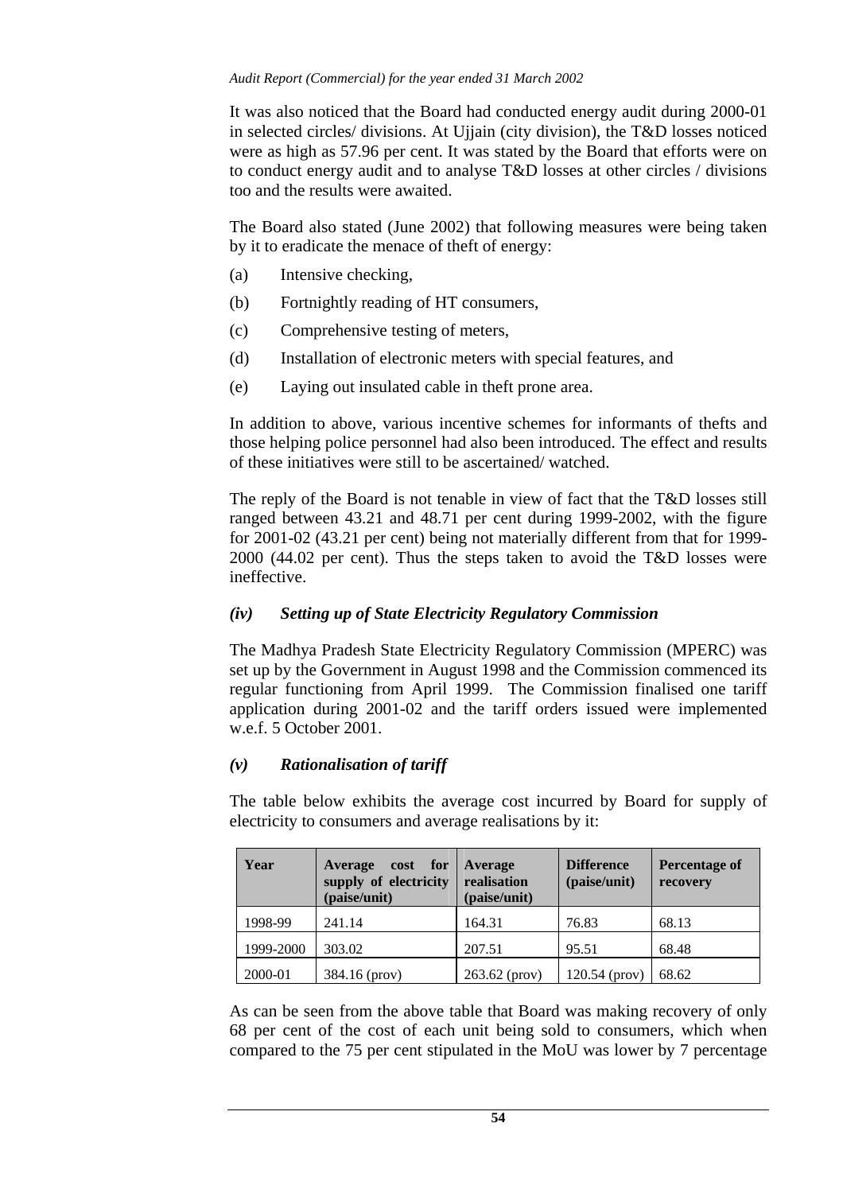It was also noticed that the Board had conducted energy audit during 2000-01 in selected circles/ divisions. At Ujjain (city division), the T&D losses noticed were as high as 57.96 per cent. It was stated by the Board that efforts were on to conduct energy audit and to analyse T&D losses at other circles / divisions too and the results were awaited.

The Board also stated (June 2002) that following measures were being taken by it to eradicate the menace of theft of energy:

(a) Intensive checking,

(b) Fortnightly reading of HT consumers,

(c) Comprehensive testing of meters,

(d) Installation of electronic meters with special features, and

(e) Laying out insulated cable in theft prone area.

In addition to above, various incentive schemes for informants of thefts and those helping police personnel had also been introduced. The effect and results of these initiatives were still to be ascertained/ watched.

The reply of the Board is not tenable in view of fact that the T&D losses still ranged between 43.21 and 48.71 per cent during 1999-2002, with the figure for 2001-02 (43.21 per cent) being not materially different from that for 1999-2000 (44.02 per cent). Thus the steps taken to avoid the T&D losses were ineffective.

### *(iv) Setting up of State Electricity Regulatory Commission*

The Madhya Pradesh State Electricity Regulatory Commission (MPERC) was set up by the Government in August 1998 and the Commission commenced its regular functioning from April 1999. The Commission finalised one tariff application during 2001-02 and the tariff orders issued were implemented w.e.f. 5 October 2001.

### *(v) Rationalisation of tariff*

The table below exhibits the average cost incurred by Board for supply of electricity to consumers and average realisations by it:

| Year | Average cost for supply of electricity (paise/unit) | Average realisation (paise/unit) | Difference (paise/unit) | Percentage of recovery |
|---|---|---|---|---|
| 1998-99 | 241.14 | 164.31 | 76.83 | 68.13 |
| 1999-2000 | 303.02 | 207.51 | 95.51 | 68.48 |
| 2000-01 | 384.16 (prov) | 263.62 (prov) | 120.54 (prov) | 68.62 |

As can be seen from the above table that Board was making recovery of only 68 per cent of the cost of each unit being sold to consumers, which when compared to the 75 per cent stipulated in the MoU was lower by 7 percentage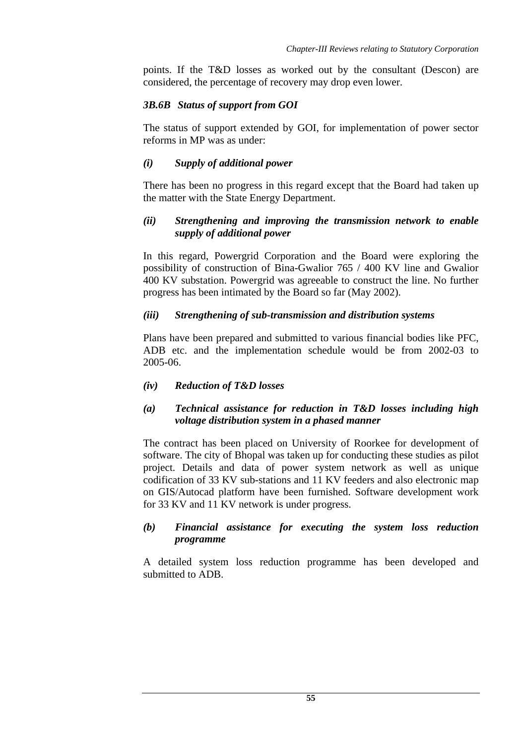points. If the T&D losses as worked out by the consultant (Descon) are considered, the percentage of recovery may drop even lower.

### *3B.6B Status of support from GOI*

The status of support extended by GOI, for implementation of power sector reforms in MP was as under:

#### *(i) Supply of additional power*

There has been no progress in this regard except that the Board had taken up the matter with the State Energy Department.

#### *(ii) Strengthening and improving the transmission network to enable supply of additional power*

In this regard, Powergrid Corporation and the Board were exploring the possibility of construction of Bina-Gwalior 765 / 400 KV line and Gwalior 400 KV substation. Powergrid was agreeable to construct the line. No further progress has been intimated by the Board so far (May 2002).

#### *(iii) Strengthening of sub-transmission and distribution systems*

Plans have been prepared and submitted to various financial bodies like PFC, ADB etc. and the implementation schedule would be from 2002-03 to 2005-06.

#### *(iv) Reduction of T&D losses*

#### *(a) Technical assistance for reduction in T&D losses including high voltage distribution system in a phased manner*

The contract has been placed on University of Roorkee for development of software. The city of Bhopal was taken up for conducting these studies as pilot project. Details and data of power system network as well as unique codification of 33 KV sub-stations and 11 KV feeders and also electronic map on GIS/Autocad platform have been furnished. Software development work for 33 KV and 11 KV network is under progress.

#### *(b) Financial assistance for executing the system loss reduction programme*

A detailed system loss reduction programme has been developed and submitted to ADB.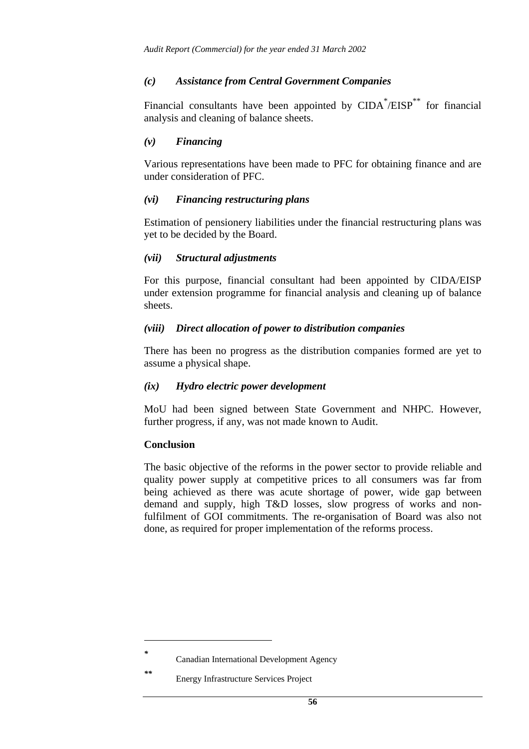### *(c) Assistance from Central Government Companies*

Financial consultants have been appointed by CIDA[*]/EISP[**] for financial analysis and cleaning of balance sheets.

### *(v) Financing*

Various representations have been made to PFC for obtaining finance and are under consideration of PFC.

### *(vi) Financing restructuring plans*

Estimation of pensionery liabilities under the financial restructuring plans was yet to be decided by the Board.

### *(vii) Structural adjustments*

For this purpose, financial consultant had been appointed by CIDA/EISP under extension programme for financial analysis and cleaning up of balance sheets.

### *(viii) Direct allocation of power to distribution companies*

There has been no progress as the distribution companies formed are yet to assume a physical shape.

### *(ix) Hydro electric power development*

MoU had been signed between State Government and NHPC. However, further progress, if any, was not made known to Audit.

**Conclusion**

The basic objective of the reforms in the power sector to provide reliable and quality power supply at competitive prices to all consumers was far from being achieved as there was acute shortage of power, wide gap between demand and supply, high T&D losses, slow progress of works and non-fulfilment of GOI commitments. The re-organisation of Board was also not done, as required for proper implementation of the reforms process.

---

[*] Canadian International Development Agency

[**] Energy Infrastructure Services Project